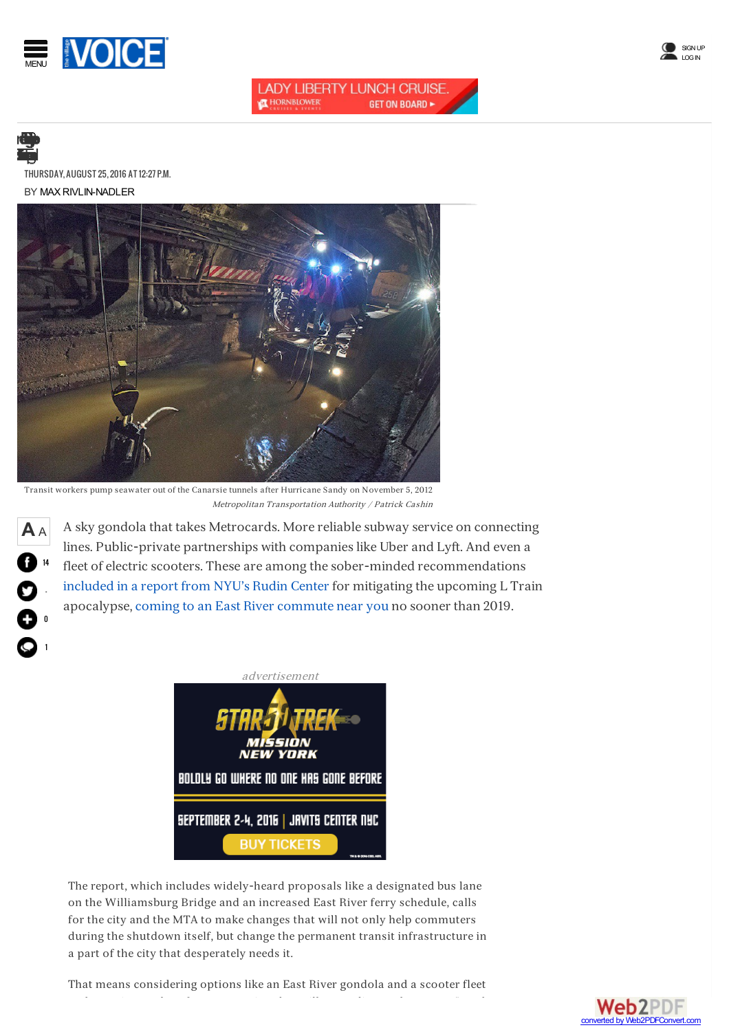THURSDAY, AUGUST 25, 2016 AT 12:27 P.M.

BY MAX RIVLIN-NADLER

Transit workers pump seawater out of the Canarsie tunnels after Hurricane Sandy on November 5, 2012

*Metropolitan Transportation Authority / Patrick Cashin*

A sky gondola that takes Metrocards. More reliable subway service on connecting lines. Public-private partnerships with companies like Uber and Lyft. And even a fleet of electric scooters. These are among the sober-minded recommendations included in a report from NYU's Rudin Center for mitigating the upcoming L Train apocalypse, coming to an East River commute near you no sooner than 2019.

The report, which includes widely-heard proposals like a designated bus lane on the Williamsburg Bridge and an increased East River ferry schedule, calls for the city and the MTA to make changes that will not only help commuters during the shutdown itself, but change the permanent transit infrastructure in a part of the city that desperately needs it.

That means considering options like an East River gondola and a scooter fleet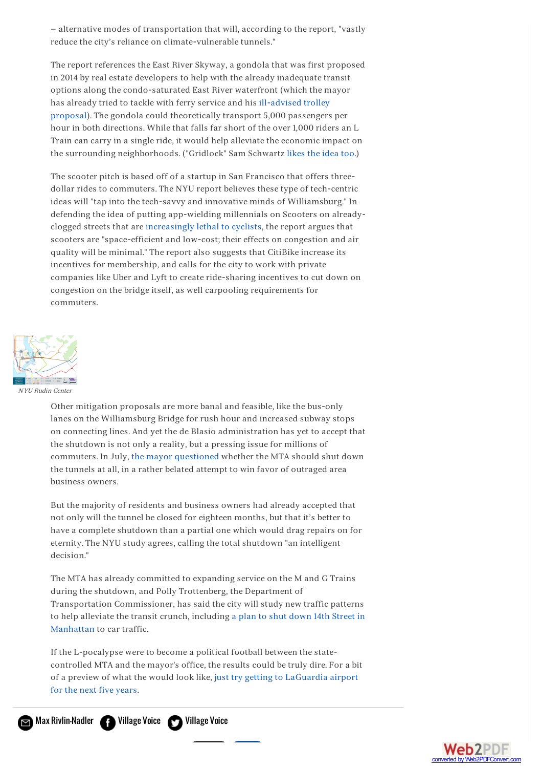– alternative modes of transportation that will, according to the report, "vastly reduce the city's reliance on climate-vulnerable tunnels."

The report references the East River Skyway, a gondola that was first proposed in 2014 by real estate developers to help with the already inadequate transit options along the condo-saturated East River waterfront (which the mayor has already tried to tackle with ferry service and his ill-advised trolley proposal). The gondola could theoretically transport 5,000 passengers per hour in both directions. While that falls far short of the over 1,000 riders an L Train can carry in a single ride, it would help alleviate the economic impact on the surrounding neighborhoods. ("Gridlock" Sam Schwartz likes the idea too.)

The scooter pitch is based off of a startup in San Francisco that offers three-dollar rides to commuters. The NYU report believes these type of tech-centric ideas will "tap into the tech-savvy and innovative minds of Williamsburg." In defending the idea of putting app-wielding millennials on Scooters on already-clogged streets that are increasingly lethal to cyclists, the report argues that scooters are "space-efficient and low-cost; their effects on congestion and air quality will be minimal." The report also suggests that CitiBike increase its incentives for membership, and calls for the city to work with private companies like Uber and Lyft to create ride-sharing incentives to cut down on congestion on the bridge itself, as well carpooling requirements for commuters.

*NYU Rudin Center*

Other mitigation proposals are more banal and feasible, like the bus-only lanes on the Williamsburg Bridge for rush hour and increased subway stops on connecting lines. And yet the de Blasio administration has yet to accept that the shutdown is not only a reality, but a pressing issue for millions of commuters. In July, the mayor questioned whether the MTA should shut down the tunnels at all, in a rather belated attempt to win favor of outraged area business owners.

But the majority of residents and business owners had already accepted that not only will the tunnel be closed for eighteen months, but that it's better to have a complete shutdown than a partial one which would drag repairs on for eternity. The NYU study agrees, calling the total shutdown "an intelligent decision."

The MTA has already committed to expanding service on the M and G Trains during the shutdown, and Polly Trottenberg, the Department of Transportation Commissioner, has said the city will study new traffic patterns to help alleviate the transit crunch, including a plan to shut down 14th Street in Manhattan to car traffic.

If the L-pocalypse were to become a political football between the state-controlled MTA and the mayor's office, the results could be truly dire. For a bit of a preview of what the would look like, just try getting to LaGuardia airport for the next five years.

Max Rivlin-Nadler | Village Voice | Village Voice